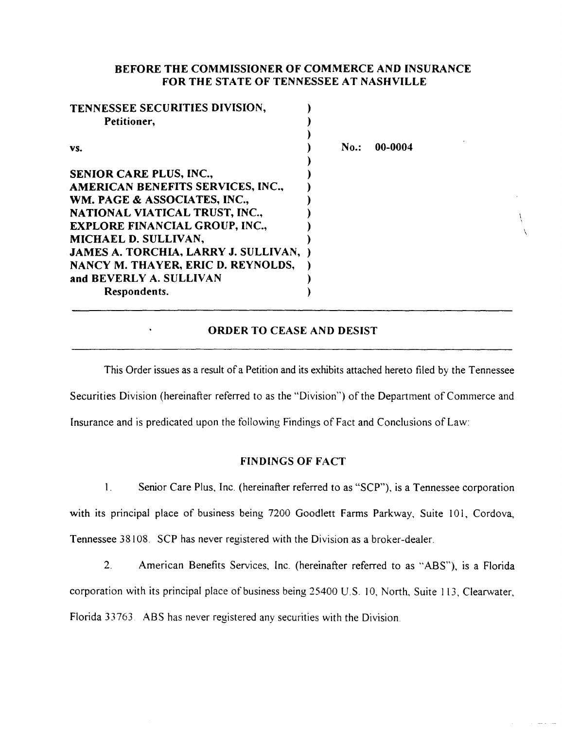**BEFORE THE COMMISSIONER OF COMMERCE AND INSURANCE**
**FOR THE STATE OF TENNESSEE AT NASHVILLE**

| | |
|---|---|
| **TENNESSEE SECURITIES DIVISION,** | ) |
| **Petitioner,** | ) |
| | ) |
| **vs.** | ) **No.: 00-0004** |
| | ) |
| **SENIOR CARE PLUS, INC.,** | ) |
| **AMERICAN BENEFITS SERVICES, INC.,** | ) |
| **WM. PAGE & ASSOCIATES, INC.,** | ) |
| **NATIONAL VIATICAL TRUST, INC.,** | ) |
| **EXPLORE FINANCIAL GROUP, INC.,** | ) |
| **MICHAEL D. SULLIVAN,** | ) |
| **JAMES A. TORCHIA, LARRY J. SULLIVAN,** | ) |
| **NANCY M. THAYER, ERIC D. REYNOLDS,** | ) |
| **and BEVERLY A. SULLIVAN** | ) |
| **Respondents.** | ) |

## ORDER TO CEASE AND DESIST

This Order issues as a result of a Petition and its exhibits attached hereto filed by the Tennessee Securities Division (hereinafter referred to as the "Division") of the Department of Commerce and Insurance and is predicated upon the following Findings of Fact and Conclusions of Law:

### FINDINGS OF FACT

1. Senior Care Plus, Inc. (hereinafter referred to as "SCP"), is a Tennessee corporation with its principal place of business being 7200 Goodlett Farms Parkway, Suite 101, Cordova, Tennessee 38108. SCP has never registered with the Division as a broker-dealer.

2. American Benefits Services, Inc. (hereinafter referred to as "ABS"), is a Florida corporation with its principal place of business being 25400 U.S. 10, North, Suite 113, Clearwater, Florida 33763. ABS has never registered any securities with the Division.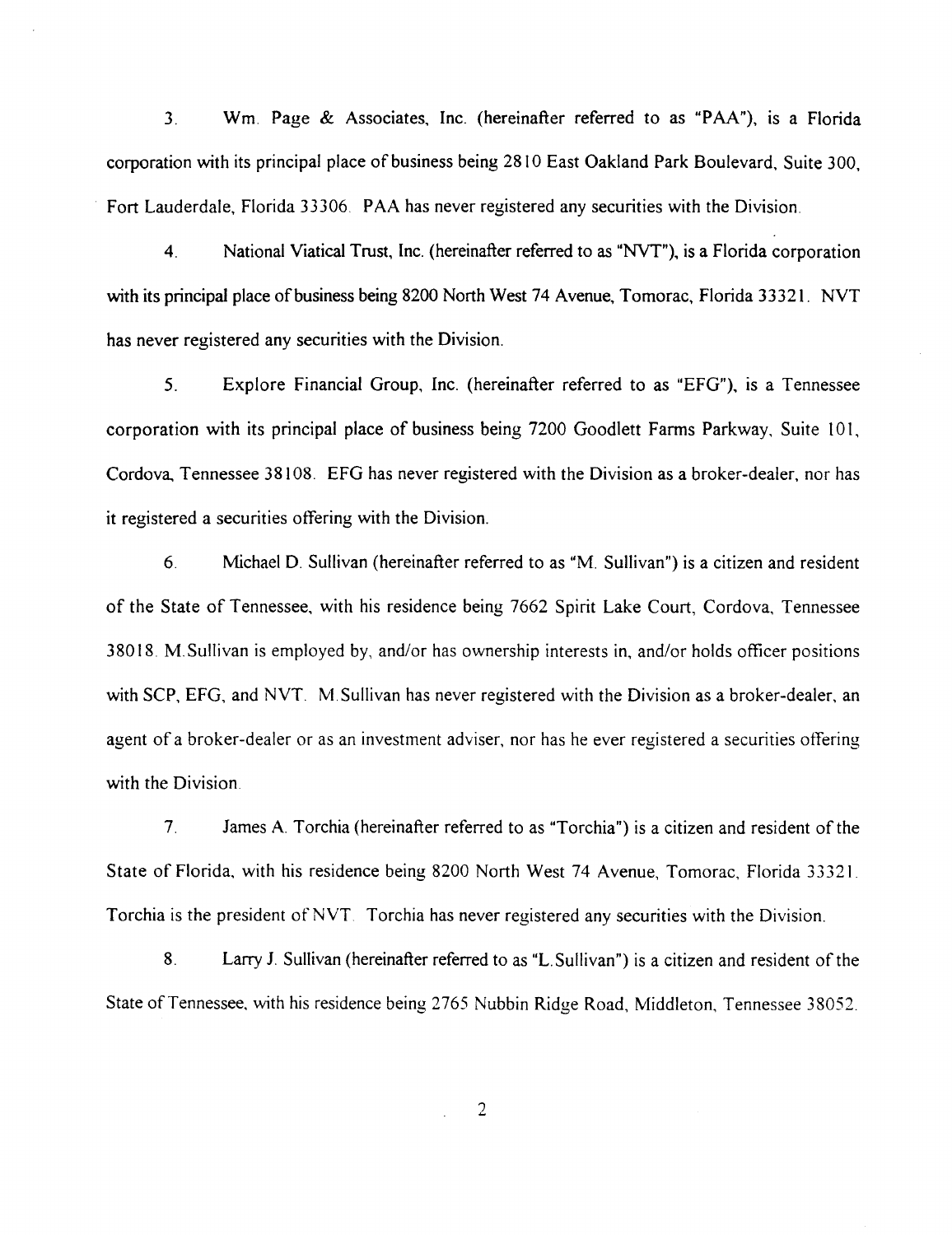3. Wm. Page & Associates, Inc. (hereinafter referred to as "PAA"), is a Florida corporation with its principal place of business being 2810 East Oakland Park Boulevard, Suite 300, Fort Lauderdale, Florida 33306. PAA has never registered any securities with the Division.

4. National Viatical Trust, Inc. (hereinafter referred to as "NVT"), is a Florida corporation with its principal place of business being 8200 North West 74 Avenue, Tomorac, Florida 33321. NVT has never registered any securities with the Division.

5. Explore Financial Group, Inc. (hereinafter referred to as "EFG"), is a Tennessee corporation with its principal place of business being 7200 Goodlett Farms Parkway, Suite 101, Cordova, Tennessee 38108. EFG has never registered with the Division as a broker-dealer, nor has it registered a securities offering with the Division.

6. Michael D. Sullivan (hereinafter referred to as "M. Sullivan") is a citizen and resident of the State of Tennessee, with his residence being 7662 Spirit Lake Court, Cordova, Tennessee 38018. M.Sullivan is employed by, and/or has ownership interests in, and/or holds officer positions with SCP, EFG, and NVT. M.Sullivan has never registered with the Division as a broker-dealer, an agent of a broker-dealer or as an investment adviser, nor has he ever registered a securities offering with the Division.

7. James A. Torchia (hereinafter referred to as "Torchia") is a citizen and resident of the State of Florida, with his residence being 8200 North West 74 Avenue, Tomorac, Florida 33321. Torchia is the president of NVT. Torchia has never registered any securities with the Division.

8. Larry J. Sullivan (hereinafter referred to as "L.Sullivan") is a citizen and resident of the State of Tennessee, with his residence being 2765 Nubbin Ridge Road, Middleton, Tennessee 38052.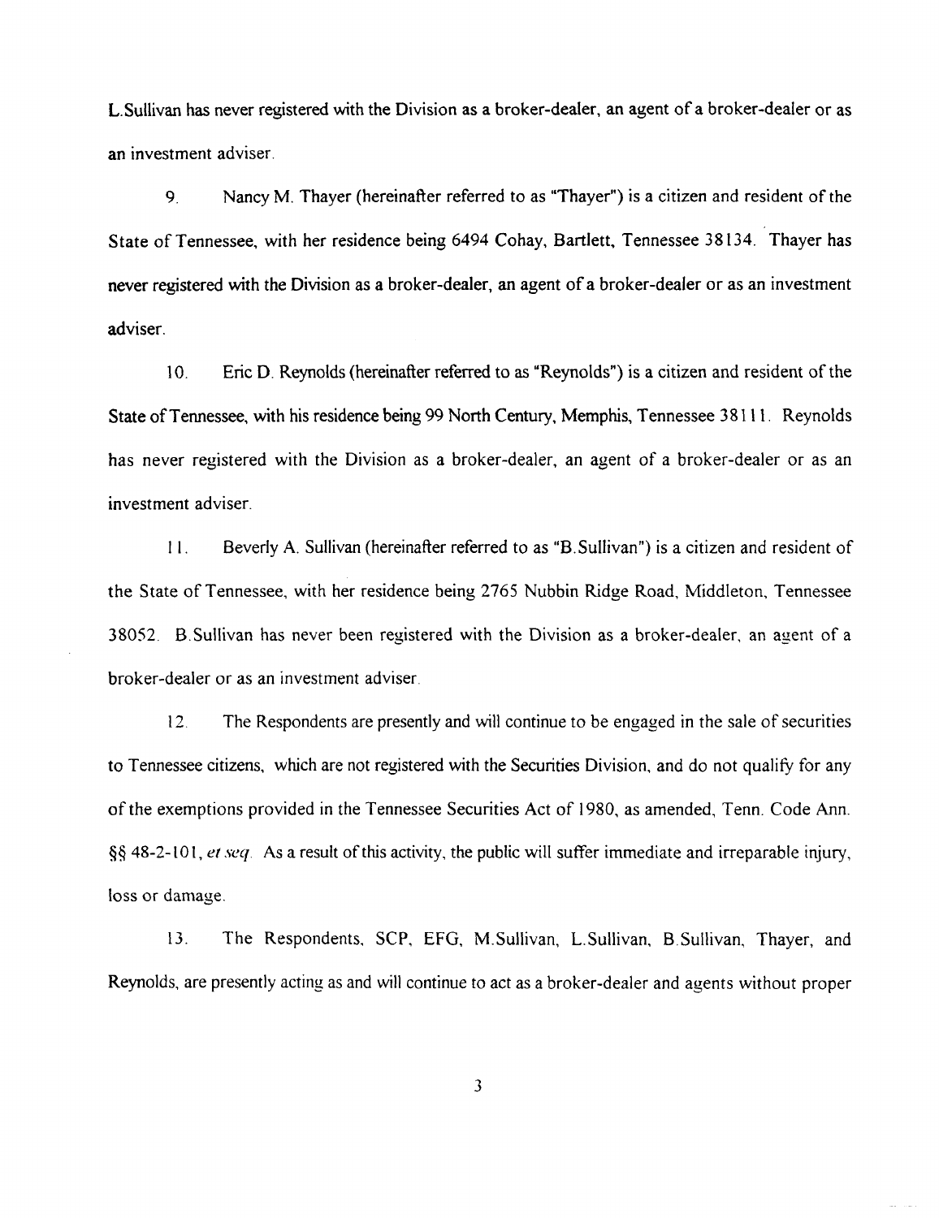L.Sullivan has never registered with the Division as a broker-dealer, an agent of a broker-dealer or as an investment adviser.

9. Nancy M. Thayer (hereinafter referred to as "Thayer") is a citizen and resident of the State of Tennessee, with her residence being 6494 Cohay, Bartlett, Tennessee 38134. Thayer has never registered with the Division as a broker-dealer, an agent of a broker-dealer or as an investment adviser.

10. Eric D. Reynolds (hereinafter referred to as "Reynolds") is a citizen and resident of the State of Tennessee, with his residence being 99 North Century, Memphis, Tennessee 38111. Reynolds has never registered with the Division as a broker-dealer, an agent of a broker-dealer or as an investment adviser.

11. Beverly A. Sullivan (hereinafter referred to as "B.Sullivan") is a citizen and resident of the State of Tennessee, with her residence being 2765 Nubbin Ridge Road, Middleton, Tennessee 38052. B.Sullivan has never been registered with the Division as a broker-dealer, an agent of a broker-dealer or as an investment adviser.

12. The Respondents are presently and will continue to be engaged in the sale of securities to Tennessee citizens, which are not registered with the Securities Division, and do not qualify for any of the exemptions provided in the Tennessee Securities Act of 1980, as amended, Tenn. Code Ann. §§ 48-2-101, *et seq.* As a result of this activity, the public will suffer immediate and irreparable injury, loss or damage.

13. The Respondents, SCP, EFG, M.Sullivan, L.Sullivan, B.Sullivan, Thayer, and Reynolds, are presently acting as and will continue to act as a broker-dealer and agents without proper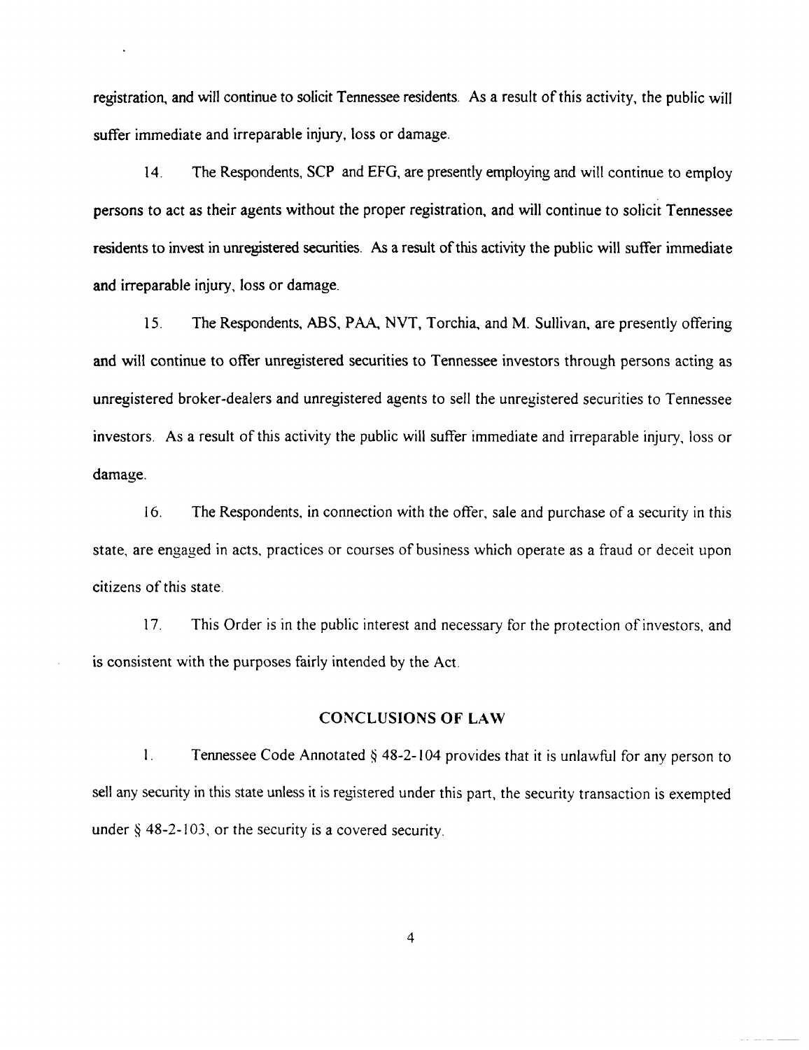registration, and will continue to solicit Tennessee residents. As a result of this activity, the public will suffer immediate and irreparable injury, loss or damage.

14. The Respondents, SCP and EFG, are presently employing and will continue to employ persons to act as their agents without the proper registration, and will continue to solicit Tennessee residents to invest in unregistered securities. As a result of this activity the public will suffer immediate and irreparable injury, loss or damage.

15. The Respondents, ABS, PAA, NVT, Torchia, and M. Sullivan, are presently offering and will continue to offer unregistered securities to Tennessee investors through persons acting as unregistered broker-dealers and unregistered agents to sell the unregistered securities to Tennessee investors. As a result of this activity the public will suffer immediate and irreparable injury, loss or damage.

16. The Respondents, in connection with the offer, sale and purchase of a security in this state, are engaged in acts, practices or courses of business which operate as a fraud or deceit upon citizens of this state.

17. This Order is in the public interest and necessary for the protection of investors, and is consistent with the purposes fairly intended by the Act.

## CONCLUSIONS OF LAW

1. Tennessee Code Annotated § 48-2-104 provides that it is unlawful for any person to sell any security in this state unless it is registered under this part, the security transaction is exempted under § 48-2-103, or the security is a covered security.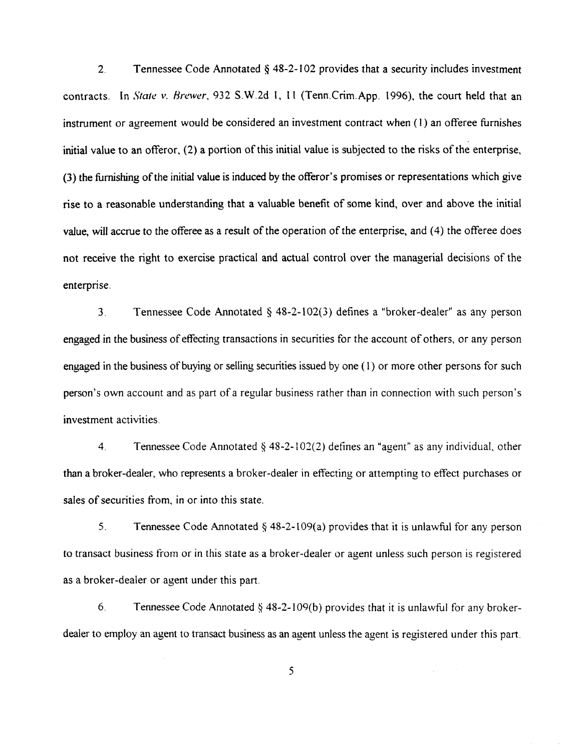2. Tennessee Code Annotated § 48-2-102 provides that a security includes investment contracts. In *State v. Brewer*, 932 S.W.2d 1, 11 (Tenn.Crim.App. 1996), the court held that an instrument or agreement would be considered an investment contract when (1) an offeree furnishes initial value to an offeror, (2) a portion of this initial value is subjected to the risks of the enterprise, (3) the furnishing of the initial value is induced by the offeror's promises or representations which give rise to a reasonable understanding that a valuable benefit of some kind, over and above the initial value, will accrue to the offeree as a result of the operation of the enterprise, and (4) the offeree does not receive the right to exercise practical and actual control over the managerial decisions of the enterprise.

3. Tennessee Code Annotated § 48-2-102(3) defines a "broker-dealer" as any person engaged in the business of effecting transactions in securities for the account of others, or any person engaged in the business of buying or selling securities issued by one (1) or more other persons for such person's own account and as part of a regular business rather than in connection with such person's investment activities.

4. Tennessee Code Annotated § 48-2-102(2) defines an "agent" as any individual, other than a broker-dealer, who represents a broker-dealer in effecting or attempting to effect purchases or sales of securities from, in or into this state.

5. Tennessee Code Annotated § 48-2-109(a) provides that it is unlawful for any person to transact business from or in this state as a broker-dealer or agent unless such person is registered as a broker-dealer or agent under this part.

6. Tennessee Code Annotated § 48-2-109(b) provides that it is unlawful for any broker-dealer to employ an agent to transact business as an agent unless the agent is registered under this part.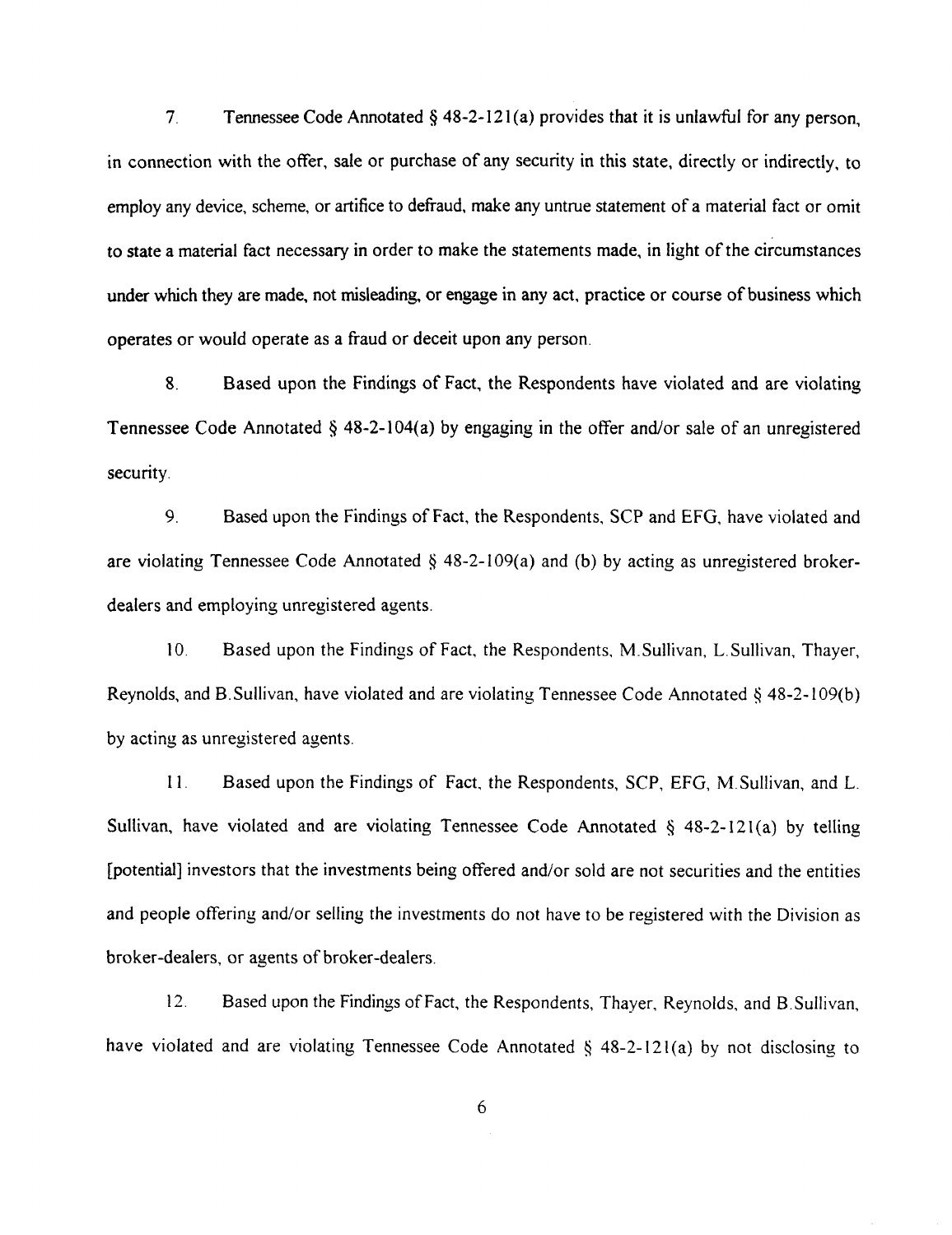7. Tennessee Code Annotated § 48-2-121(a) provides that it is unlawful for any person, in connection with the offer, sale or purchase of any security in this state, directly or indirectly, to employ any device, scheme, or artifice to defraud, make any untrue statement of a material fact or omit to state a material fact necessary in order to make the statements made, in light of the circumstances under which they are made, not misleading, or engage in any act, practice or course of business which operates or would operate as a fraud or deceit upon any person.

8. Based upon the Findings of Fact, the Respondents have violated and are violating Tennessee Code Annotated § 48-2-104(a) by engaging in the offer and/or sale of an unregistered security.

9. Based upon the Findings of Fact, the Respondents, SCP and EFG, have violated and are violating Tennessee Code Annotated § 48-2-109(a) and (b) by acting as unregistered broker-dealers and employing unregistered agents.

10. Based upon the Findings of Fact, the Respondents, M.Sullivan, L.Sullivan, Thayer, Reynolds, and B.Sullivan, have violated and are violating Tennessee Code Annotated § 48-2-109(b) by acting as unregistered agents.

11. Based upon the Findings of Fact, the Respondents, SCP, EFG, M.Sullivan, and L. Sullivan, have violated and are violating Tennessee Code Annotated § 48-2-121(a) by telling [potential] investors that the investments being offered and/or sold are not securities and the entities and people offering and/or selling the investments do not have to be registered with the Division as broker-dealers, or agents of broker-dealers.

12. Based upon the Findings of Fact, the Respondents, Thayer, Reynolds, and B.Sullivan, have violated and are violating Tennessee Code Annotated § 48-2-121(a) by not disclosing to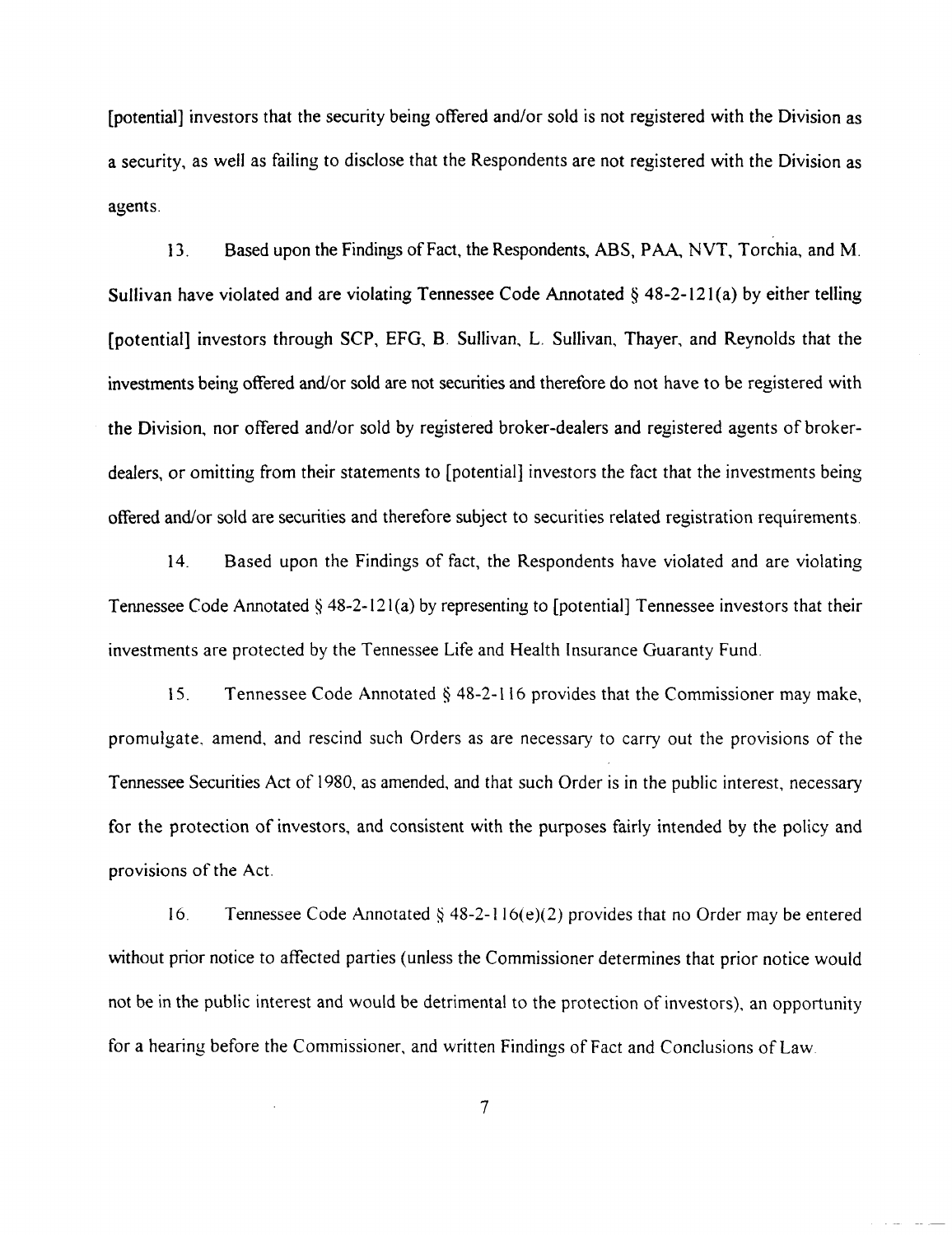[potential] investors that the security being offered and/or sold is not registered with the Division as a security, as well as failing to disclose that the Respondents are not registered with the Division as agents.

13. Based upon the Findings of Fact, the Respondents, ABS, PAA, NVT, Torchia, and M. Sullivan have violated and are violating Tennessee Code Annotated § 48-2-121(a) by either telling [potential] investors through SCP, EFG, B. Sullivan, L. Sullivan, Thayer, and Reynolds that the investments being offered and/or sold are not securities and therefore do not have to be registered with the Division, nor offered and/or sold by registered broker-dealers and registered agents of broker-dealers, or omitting from their statements to [potential] investors the fact that the investments being offered and/or sold are securities and therefore subject to securities related registration requirements.

14. Based upon the Findings of fact, the Respondents have violated and are violating Tennessee Code Annotated § 48-2-121(a) by representing to [potential] Tennessee investors that their investments are protected by the Tennessee Life and Health Insurance Guaranty Fund.

15. Tennessee Code Annotated § 48-2-116 provides that the Commissioner may make, promulgate, amend, and rescind such Orders as are necessary to carry out the provisions of the Tennessee Securities Act of 1980, as amended, and that such Order is in the public interest, necessary for the protection of investors, and consistent with the purposes fairly intended by the policy and provisions of the Act.

16. Tennessee Code Annotated § 48-2-116(e)(2) provides that no Order may be entered without prior notice to affected parties (unless the Commissioner determines that prior notice would not be in the public interest and would be detrimental to the protection of investors), an opportunity for a hearing before the Commissioner, and written Findings of Fact and Conclusions of Law.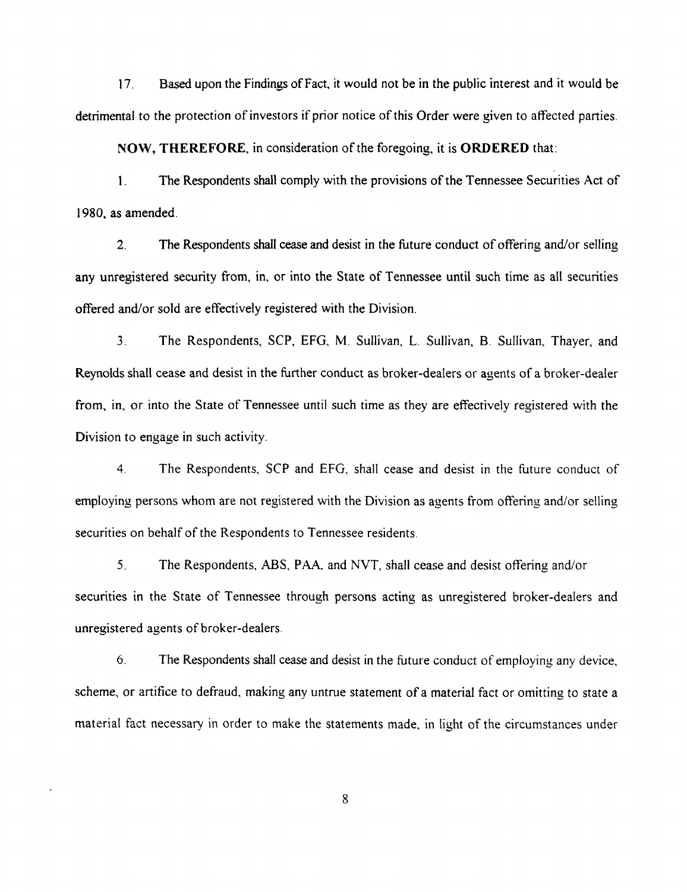17. Based upon the Findings of Fact, it would not be in the public interest and it would be detrimental to the protection of investors if prior notice of this Order were given to affected parties.

**NOW, THEREFORE**, in consideration of the foregoing, it is **ORDERED** that:

1. The Respondents shall comply with the provisions of the Tennessee Securities Act of 1980, as amended.

2. The Respondents shall cease and desist in the future conduct of offering and/or selling any unregistered security from, in, or into the State of Tennessee until such time as all securities offered and/or sold are effectively registered with the Division.

3. The Respondents, SCP, EFG, M. Sullivan, L. Sullivan, B. Sullivan, Thayer, and Reynolds shall cease and desist in the further conduct as broker-dealers or agents of a broker-dealer from, in, or into the State of Tennessee until such time as they are effectively registered with the Division to engage in such activity.

4. The Respondents, SCP and EFG, shall cease and desist in the future conduct of employing persons whom are not registered with the Division as agents from offering and/or selling securities on behalf of the Respondents to Tennessee residents.

5. The Respondents, ABS, PAA, and NVT, shall cease and desist offering and/or securities in the State of Tennessee through persons acting as unregistered broker-dealers and unregistered agents of broker-dealers.

6. The Respondents shall cease and desist in the future conduct of employing any device, scheme, or artifice to defraud, making any untrue statement of a material fact or omitting to state a material fact necessary in order to make the statements made, in light of the circumstances under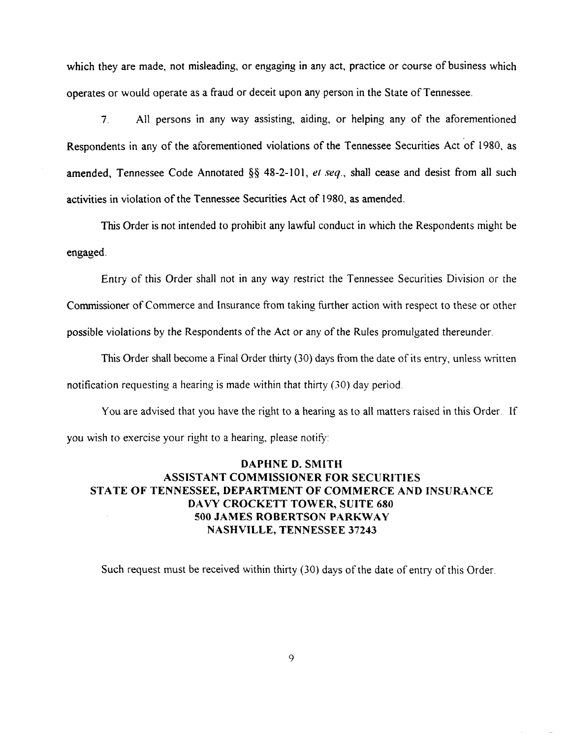which they are made, not misleading, or engaging in any act, practice or course of business which operates or would operate as a fraud or deceit upon any person in the State of Tennessee.

7. All persons in any way assisting, aiding, or helping any of the aforementioned Respondents in any of the aforementioned violations of the Tennessee Securities Act of 1980, as amended, Tennessee Code Annotated §§ 48-2-101, *et seq.*, shall cease and desist from all such activities in violation of the Tennessee Securities Act of 1980, as amended.

This Order is not intended to prohibit any lawful conduct in which the Respondents might be engaged.

Entry of this Order shall not in any way restrict the Tennessee Securities Division or the Commissioner of Commerce and Insurance from taking further action with respect to these or other possible violations by the Respondents of the Act or any of the Rules promulgated thereunder.

This Order shall become a Final Order thirty (30) days from the date of its entry, unless written notification requesting a hearing is made within that thirty (30) day period.

You are advised that you have the right to a hearing as to all matters raised in this Order. If you wish to exercise your right to a hearing, please notify:

**DAPHNE D. SMITH**
**ASSISTANT COMMISSIONER FOR SECURITIES**
**STATE OF TENNESSEE, DEPARTMENT OF COMMERCE AND INSURANCE**
**DAVY CROCKETT TOWER, SUITE 680**
**500 JAMES ROBERTSON PARKWAY**
**NASHVILLE, TENNESSEE 37243**

Such request must be received within thirty (30) days of the date of entry of this Order.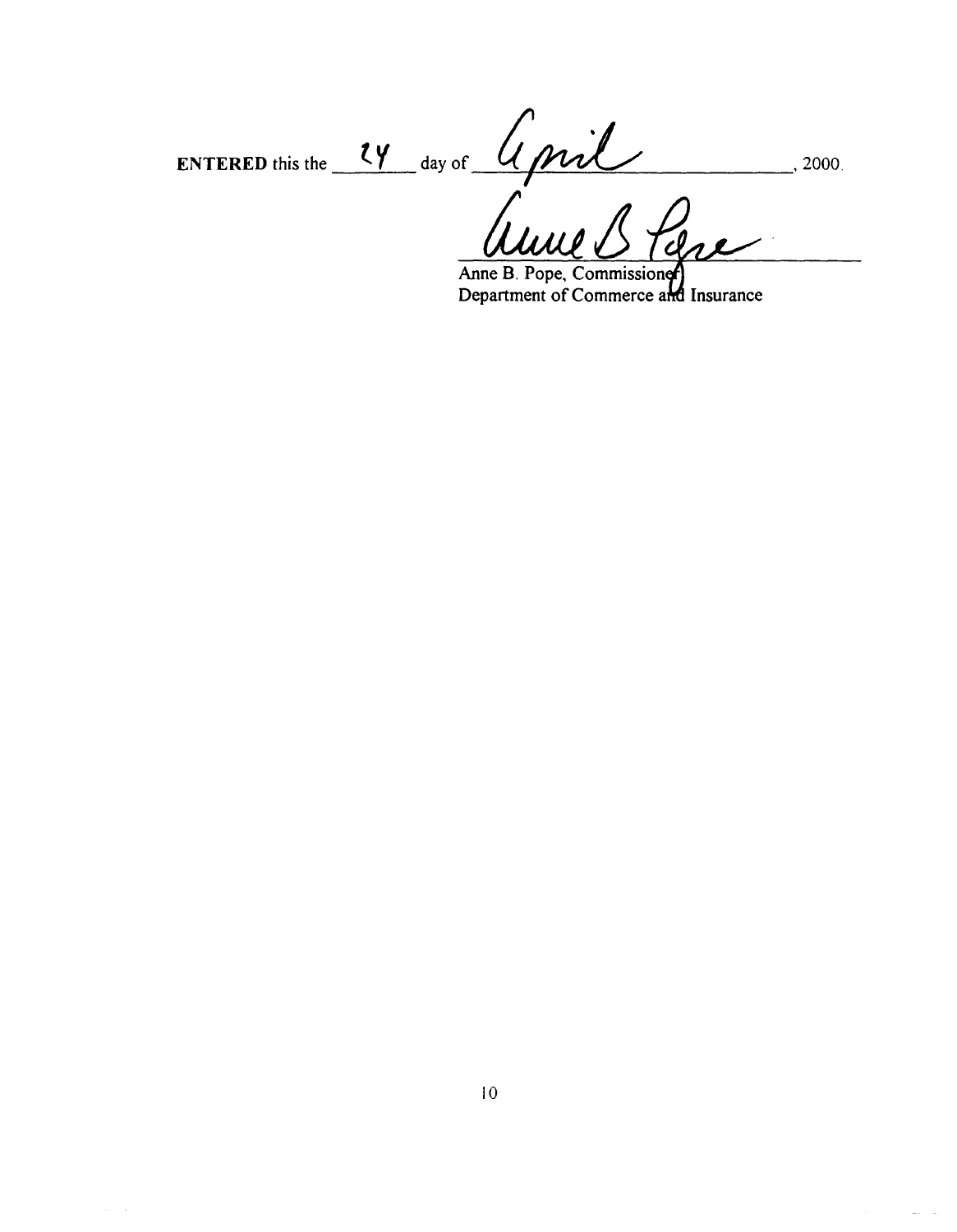**ENTERED** this the 24 day of April, 2000.

Anne B. Pope

Anne B. Pope, Commissioner
Department of Commerce and Insurance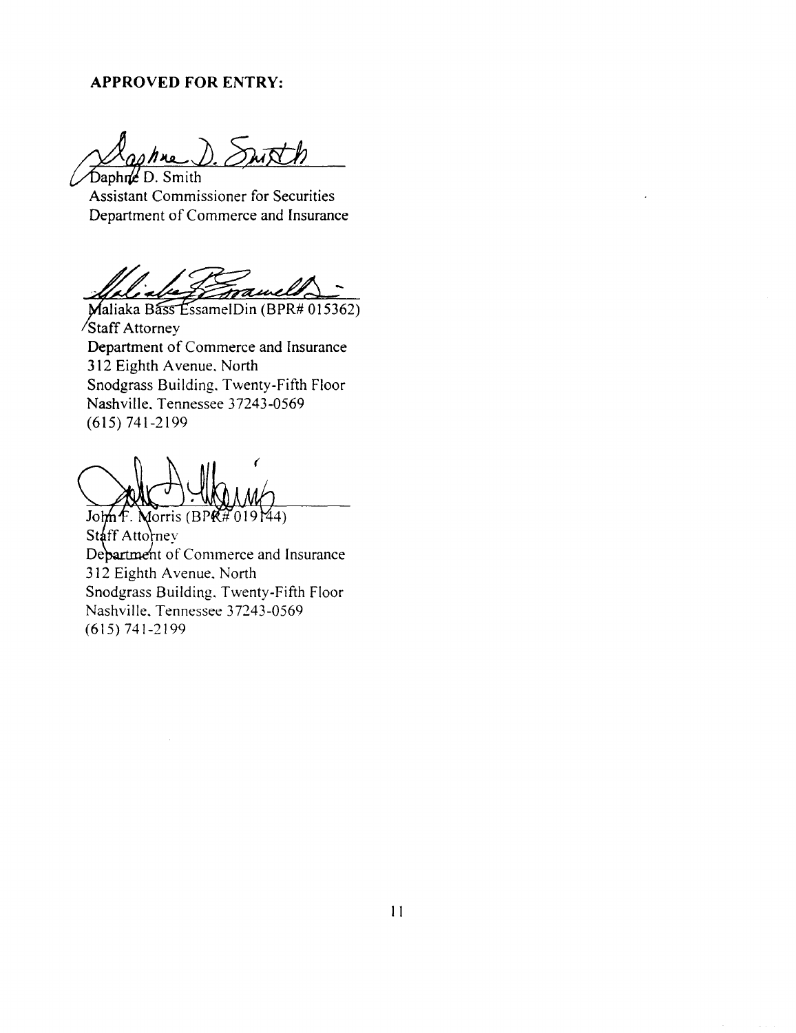**APPROVED FOR ENTRY:**

Daphne D. Smith
Assistant Commissioner for Securities
Department of Commerce and Insurance

Maliaka Bass EssamelDin (BPR# 015362)
Staff Attorney
Department of Commerce and Insurance
312 Eighth Avenue, North
Snodgrass Building, Twenty-Fifth Floor
Nashville, Tennessee 37243-0569
(615) 741-2199

John F. Morris (BPR# 019144)
Staff Attorney
Department of Commerce and Insurance
312 Eighth Avenue, North
Snodgrass Building, Twenty-Fifth Floor
Nashville, Tennessee 37243-0569
(615) 741-2199